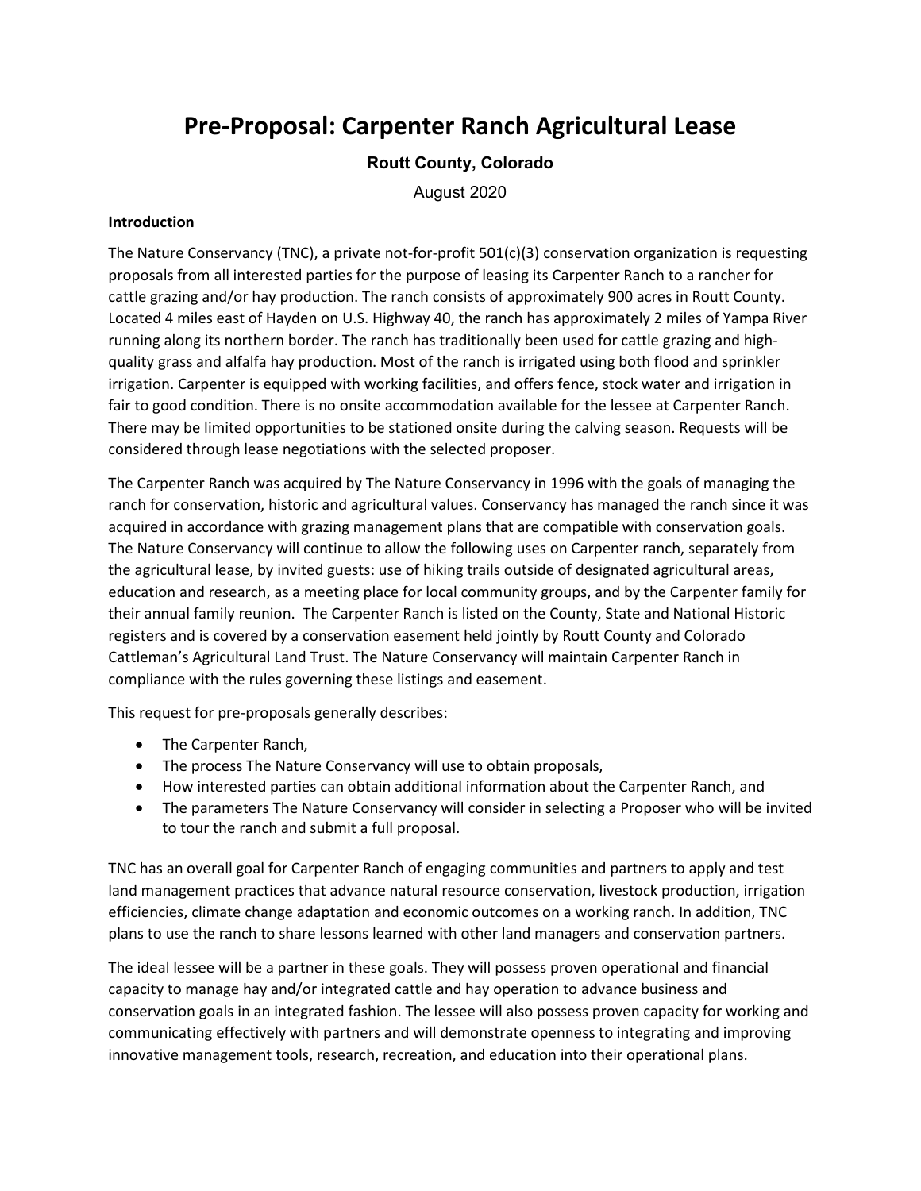# Pre-Proposal: Carpenter Ranch Agricultural Lease

**Routt County, Colorado**

August 2020

**Introduction**

The Nature Conservancy (TNC), a private not-for-profit 501(c)(3) conservation organization is requesting proposals from all interested parties for the purpose of leasing its Carpenter Ranch to a rancher for cattle grazing and/or hay production. The ranch consists of approximately 900 acres in Routt County. Located 4 miles east of Hayden on U.S. Highway 40, the ranch has approximately 2 miles of Yampa River running along its northern border. The ranch has traditionally been used for cattle grazing and high-quality grass and alfalfa hay production. Most of the ranch is irrigated using both flood and sprinkler irrigation. Carpenter is equipped with working facilities, and offers fence, stock water and irrigation in fair to good condition. There is no onsite accommodation available for the lessee at Carpenter Ranch. There may be limited opportunities to be stationed onsite during the calving season. Requests will be considered through lease negotiations with the selected proposer.

The Carpenter Ranch was acquired by The Nature Conservancy in 1996 with the goals of managing the ranch for conservation, historic and agricultural values. Conservancy has managed the ranch since it was acquired in accordance with grazing management plans that are compatible with conservation goals. The Nature Conservancy will continue to allow the following uses on Carpenter ranch, separately from the agricultural lease, by invited guests: use of hiking trails outside of designated agricultural areas, education and research, as a meeting place for local community groups, and by the Carpenter family for their annual family reunion. The Carpenter Ranch is listed on the County, State and National Historic registers and is covered by a conservation easement held jointly by Routt County and Colorado Cattleman's Agricultural Land Trust. The Nature Conservancy will maintain Carpenter Ranch in compliance with the rules governing these listings and easement.

This request for pre-proposals generally describes:

- The Carpenter Ranch,
- The process The Nature Conservancy will use to obtain proposals,
- How interested parties can obtain additional information about the Carpenter Ranch, and
- The parameters The Nature Conservancy will consider in selecting a Proposer who will be invited to tour the ranch and submit a full proposal.

TNC has an overall goal for Carpenter Ranch of engaging communities and partners to apply and test land management practices that advance natural resource conservation, livestock production, irrigation efficiencies, climate change adaptation and economic outcomes on a working ranch. In addition, TNC plans to use the ranch to share lessons learned with other land managers and conservation partners.

The ideal lessee will be a partner in these goals. They will possess proven operational and financial capacity to manage hay and/or integrated cattle and hay operation to advance business and conservation goals in an integrated fashion. The lessee will also possess proven capacity for working and communicating effectively with partners and will demonstrate openness to integrating and improving innovative management tools, research, recreation, and education into their operational plans.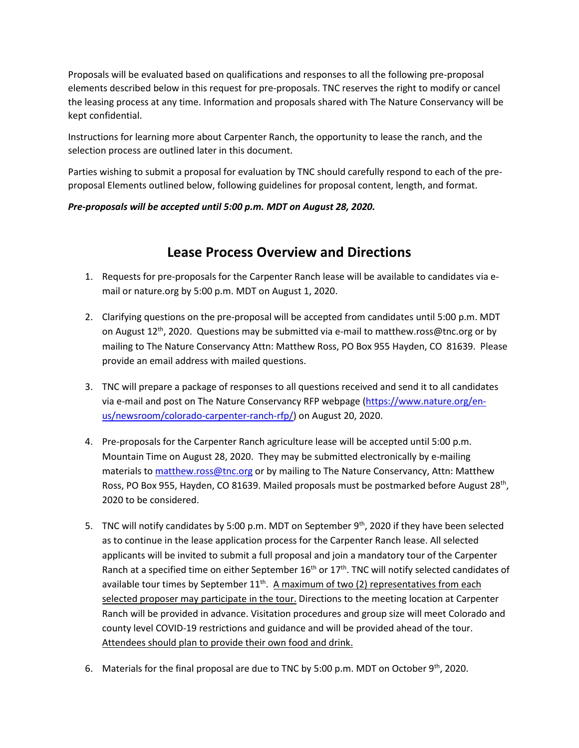Proposals will be evaluated based on qualifications and responses to all the following pre-proposal elements described below in this request for pre-proposals. TNC reserves the right to modify or cancel the leasing process at any time. Information and proposals shared with The Nature Conservancy will be kept confidential.

Instructions for learning more about Carpenter Ranch, the opportunity to lease the ranch, and the selection process are outlined later in this document.

Parties wishing to submit a proposal for evaluation by TNC should carefully respond to each of the pre-proposal Elements outlined below, following guidelines for proposal content, length, and format.

***Pre-proposals will be accepted until 5:00 p.m. MDT on August 28, 2020.***

## Lease Process Overview and Directions

1. Requests for pre-proposals for the Carpenter Ranch lease will be available to candidates via e-mail or nature.org by 5:00 p.m. MDT on August 1, 2020.

2. Clarifying questions on the pre-proposal will be accepted from candidates until 5:00 p.m. MDT on August 12th, 2020. Questions may be submitted via e-mail to matthew.ross@tnc.org or by mailing to The Nature Conservancy Attn: Matthew Ross, PO Box 955 Hayden, CO 81639. Please provide an email address with mailed questions.

3. TNC will prepare a package of responses to all questions received and send it to all candidates via e-mail and post on The Nature Conservancy RFP webpage (https://www.nature.org/en-us/newsroom/colorado-carpenter-ranch-rfp/) on August 20, 2020.

4. Pre-proposals for the Carpenter Ranch agriculture lease will be accepted until 5:00 p.m. Mountain Time on August 28, 2020. They may be submitted electronically by e-mailing materials to matthew.ross@tnc.org or by mailing to The Nature Conservancy, Attn: Matthew Ross, PO Box 955, Hayden, CO 81639. Mailed proposals must be postmarked before August 28th, 2020 to be considered.

5. TNC will notify candidates by 5:00 p.m. MDT on September 9th, 2020 if they have been selected as to continue in the lease application process for the Carpenter Ranch lease. All selected applicants will be invited to submit a full proposal and join a mandatory tour of the Carpenter Ranch at a specified time on either September 16th or 17th. TNC will notify selected candidates of available tour times by September 11th. A maximum of two (2) representatives from each selected proposer may participate in the tour. Directions to the meeting location at Carpenter Ranch will be provided in advance. Visitation procedures and group size will meet Colorado and county level COVID-19 restrictions and guidance and will be provided ahead of the tour. Attendees should plan to provide their own food and drink.

6. Materials for the final proposal are due to TNC by 5:00 p.m. MDT on October 9th, 2020.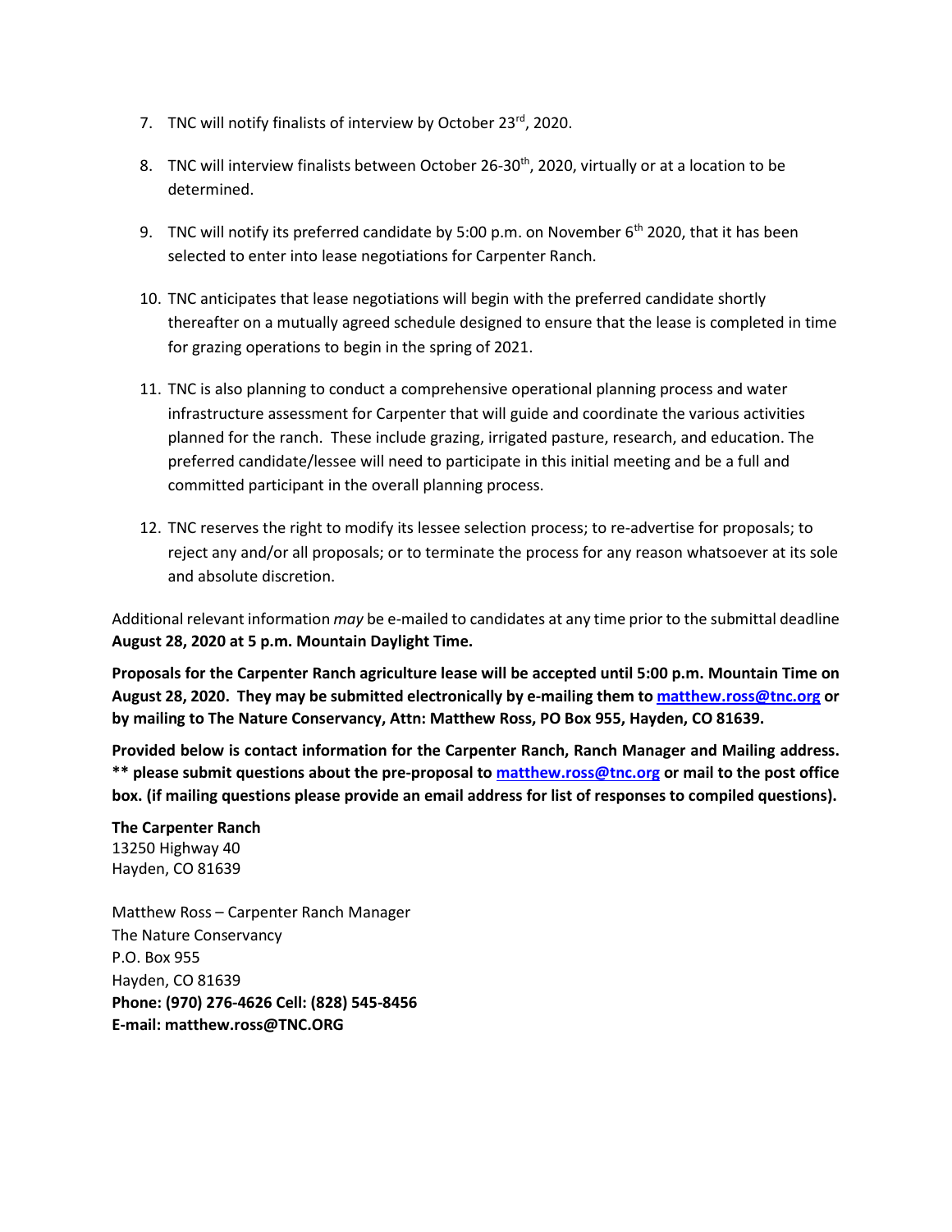7. TNC will notify finalists of interview by October 23rd, 2020.

8. TNC will interview finalists between October 26-30th, 2020, virtually or at a location to be determined.

9. TNC will notify its preferred candidate by 5:00 p.m. on November 6th 2020, that it has been selected to enter into lease negotiations for Carpenter Ranch.

10. TNC anticipates that lease negotiations will begin with the preferred candidate shortly thereafter on a mutually agreed schedule designed to ensure that the lease is completed in time for grazing operations to begin in the spring of 2021.

11. TNC is also planning to conduct a comprehensive operational planning process and water infrastructure assessment for Carpenter that will guide and coordinate the various activities planned for the ranch. These include grazing, irrigated pasture, research, and education. The preferred candidate/lessee will need to participate in this initial meeting and be a full and committed participant in the overall planning process.

12. TNC reserves the right to modify its lessee selection process; to re-advertise for proposals; to reject any and/or all proposals; or to terminate the process for any reason whatsoever at its sole and absolute discretion.

Additional relevant information *may* be e-mailed to candidates at any time prior to the submittal deadline **August 28, 2020 at 5 p.m. Mountain Daylight Time.**

**Proposals for the Carpenter Ranch agriculture lease will be accepted until 5:00 p.m. Mountain Time on August 28, 2020. They may be submitted electronically by e-mailing them to [matthew.ross@tnc.org](mailto:matthew.ross@tnc.org) or by mailing to The Nature Conservancy, Attn: Matthew Ross, PO Box 955, Hayden, CO 81639.**

**Provided below is contact information for the Carpenter Ranch, Ranch Manager and Mailing address. ** please submit questions about the pre-proposal to [matthew.ross@tnc.org](mailto:matthew.ross@tnc.org) or mail to the post office box. (if mailing questions please provide an email address for list of responses to compiled questions).**

**The Carpenter Ranch**
13250 Highway 40
Hayden, CO 81639

Matthew Ross – Carpenter Ranch Manager
The Nature Conservancy
P.O. Box 955
Hayden, CO 81639
**Phone: (970) 276-4626 Cell: (828) 545-8456**
**E-mail: matthew.ross@TNC.ORG**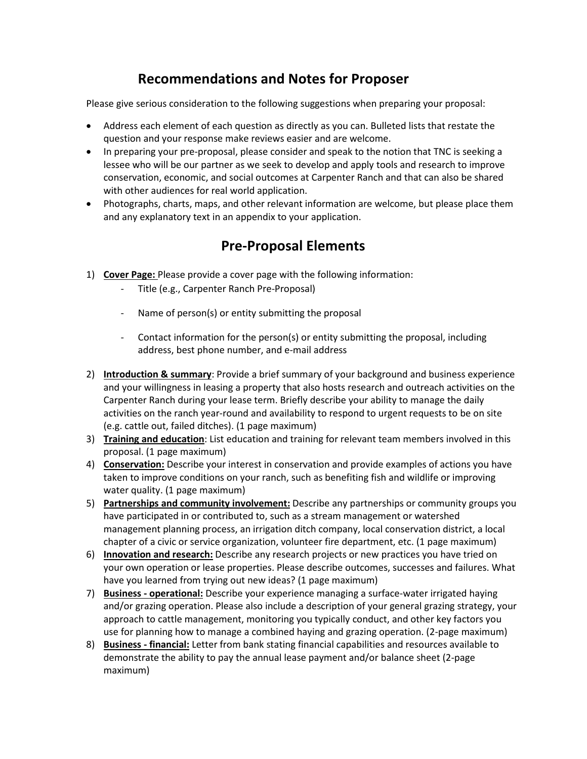## Recommendations and Notes for Proposer

Please give serious consideration to the following suggestions when preparing your proposal:

- Address each element of each question as directly as you can. Bulleted lists that restate the question and your response make reviews easier and are welcome.
- In preparing your pre-proposal, please consider and speak to the notion that TNC is seeking a lessee who will be our partner as we seek to develop and apply tools and research to improve conservation, economic, and social outcomes at Carpenter Ranch and that can also be shared with other audiences for real world application.
- Photographs, charts, maps, and other relevant information are welcome, but please place them and any explanatory text in an appendix to your application.

## Pre-Proposal Elements

1) **Cover Page:** Please provide a cover page with the following information:
   - Title (e.g., Carpenter Ranch Pre-Proposal)
   - Name of person(s) or entity submitting the proposal
   - Contact information for the person(s) or entity submitting the proposal, including address, best phone number, and e-mail address
2) **Introduction & summary**: Provide a brief summary of your background and business experience and your willingness in leasing a property that also hosts research and outreach activities on the Carpenter Ranch during your lease term. Briefly describe your ability to manage the daily activities on the ranch year-round and availability to respond to urgent requests to be on site (e.g. cattle out, failed ditches). (1 page maximum)
3) **Training and education**: List education and training for relevant team members involved in this proposal. (1 page maximum)
4) **Conservation:** Describe your interest in conservation and provide examples of actions you have taken to improve conditions on your ranch, such as benefiting fish and wildlife or improving water quality. (1 page maximum)
5) **Partnerships and community involvement:** Describe any partnerships or community groups you have participated in or contributed to, such as a stream management or watershed management planning process, an irrigation ditch company, local conservation district, a local chapter of a civic or service organization, volunteer fire department, etc. (1 page maximum)
6) **Innovation and research:** Describe any research projects or new practices you have tried on your own operation or lease properties. Please describe outcomes, successes and failures. What have you learned from trying out new ideas? (1 page maximum)
7) **Business - operational:** Describe your experience managing a surface-water irrigated haying and/or grazing operation. Please also include a description of your general grazing strategy, your approach to cattle management, monitoring you typically conduct, and other key factors you use for planning how to manage a combined haying and grazing operation. (2-page maximum)
8) **Business - financial:** Letter from bank stating financial capabilities and resources available to demonstrate the ability to pay the annual lease payment and/or balance sheet (2-page maximum)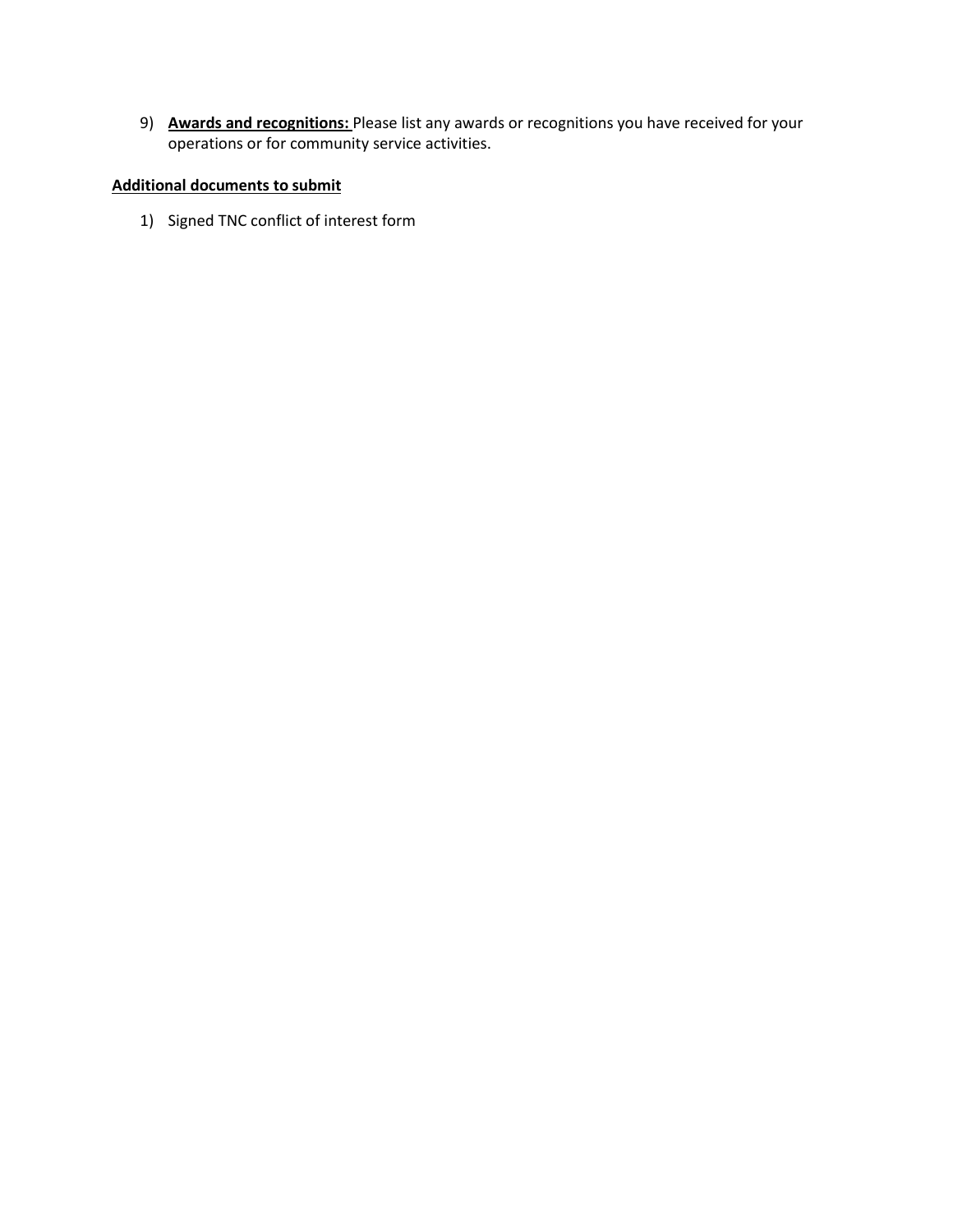9) **Awards and recognitions:** Please list any awards or recognitions you have received for your operations or for community service activities.

**Additional documents to submit**

1) Signed TNC conflict of interest form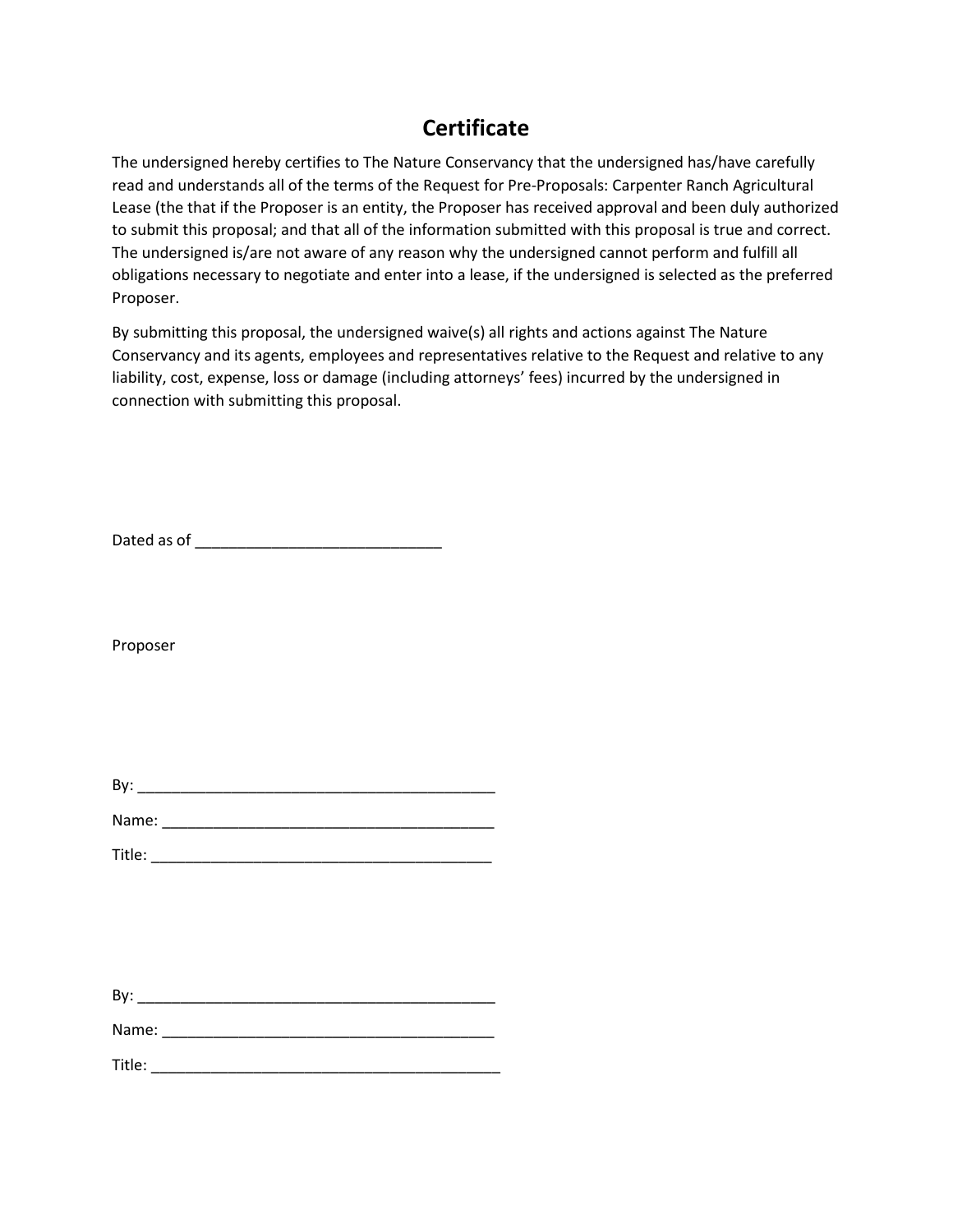# Certificate

The undersigned hereby certifies to The Nature Conservancy that the undersigned has/have carefully read and understands all of the terms of the Request for Pre-Proposals: Carpenter Ranch Agricultural Lease (the that if the Proposer is an entity, the Proposer has received approval and been duly authorized to submit this proposal; and that all of the information submitted with this proposal is true and correct. The undersigned is/are not aware of any reason why the undersigned cannot perform and fulfill all obligations necessary to negotiate and enter into a lease, if the undersigned is selected as the preferred Proposer.

By submitting this proposal, the undersigned waive(s) all rights and actions against The Nature Conservancy and its agents, employees and representatives relative to the Request and relative to any liability, cost, expense, loss or damage (including attorneys' fees) incurred by the undersigned in connection with submitting this proposal.

Dated as of ______________________________

Proposer

By: ___________________________________________

Name: _________________________________________

Title: __________________________________________

By: ___________________________________________

Name: _________________________________________

Title: __________________________________________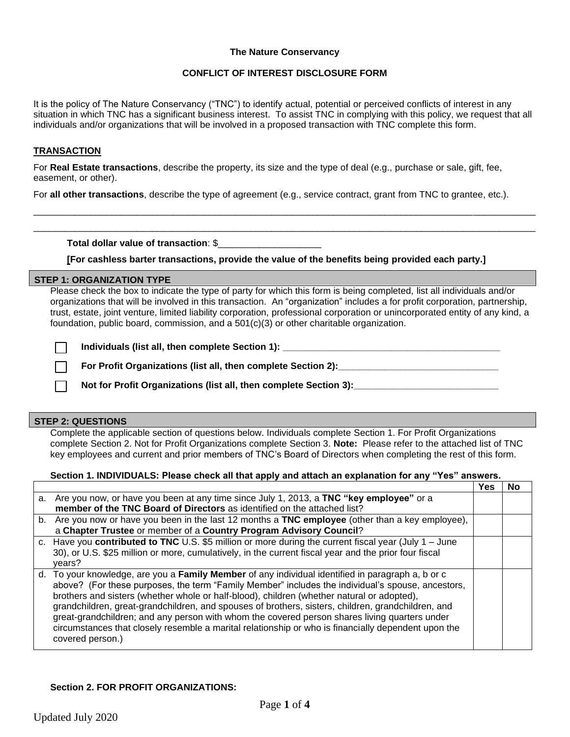**The Nature Conservancy**

**CONFLICT OF INTEREST DISCLOSURE FORM**

It is the policy of The Nature Conservancy ("TNC") to identify actual, potential or perceived conflicts of interest in any situation in which TNC has a significant business interest. To assist TNC in complying with this policy, we request that all individuals and/or organizations that will be involved in a proposed transaction with TNC complete this form.

**TRANSACTION**

For **Real Estate transactions**, describe the property, its size and the type of deal (e.g., purchase or sale, gift, fee, easement, or other).

For **all other transactions**, describe the type of agreement (e.g., service contract, grant from TNC to grantee, etc.).

\_\_\_\_\_\_\_\_\_\_\_\_\_\_\_\_\_\_\_\_\_\_\_\_\_\_\_\_\_\_\_\_\_\_\_\_\_\_\_\_\_\_\_\_\_\_\_\_\_\_\_\_\_\_\_\_\_\_\_\_\_\_\_\_\_\_\_\_\_\_\_\_\_\_\_\_\_\_

\_\_\_\_\_\_\_\_\_\_\_\_\_\_\_\_\_\_\_\_\_\_\_\_\_\_\_\_\_\_\_\_\_\_\_\_\_\_\_\_\_\_\_\_\_\_\_\_\_\_\_\_\_\_\_\_\_\_\_\_\_\_\_\_\_\_\_\_\_\_\_\_\_\_\_\_\_\_

**Total dollar value of transaction**: $\_\_\_\_\_\_\_\_\_\_\_\_\_\_\_\_\_\_\_\_

**[For cashless barter transactions, provide the value of the benefits being provided each party.]**

**STEP 1: ORGANIZATION TYPE**

Please check the box to indicate the type of party for which this form is being completed, list all individuals and/or organizations that will be involved in this transaction. An "organization" includes a for profit corporation, partnership, trust, estate, joint venture, limited liability corporation, professional corporation or unincorporated entity of any kind, a foundation, public board, commission, and a 501(c)(3) or other charitable organization.

☐ **Individuals (list all, then complete Section 1):** \_\_\_\_\_\_\_\_\_\_\_\_\_\_\_\_\_\_\_\_\_\_\_\_\_\_\_\_\_\_\_\_\_\_\_\_\_\_\_\_

☐ **For Profit Organizations (list all, then complete Section 2):**\_\_\_\_\_\_\_\_\_\_\_\_\_\_\_\_\_\_\_\_\_\_\_\_\_\_\_\_\_\_

☐ **Not for Profit Organizations (list all, then complete Section 3):**\_\_\_\_\_\_\_\_\_\_\_\_\_\_\_\_\_\_\_\_\_\_\_\_\_\_\_

**STEP 2: QUESTIONS**

Complete the applicable section of questions below. Individuals complete Section 1. For Profit Organizations complete Section 2. Not for Profit Organizations complete Section 3. **Note:** Please refer to the attached list of TNC key employees and current and prior members of TNC's Board of Directors when completing the rest of this form.

**Section 1. INDIVIDUALS: Please check all that apply and attach an explanation for any "Yes" answers.**

| | Yes | No |
|---|---|---|
| a. Are you now, or have you been at any time since July 1, 2013, a **TNC "key employee"** or a **member of the TNC Board of Directors** as identified on the attached list? | | |
| b. Are you now or have you been in the last 12 months a **TNC employee** (other than a key employee), a **Chapter Trustee** or member of a **Country Program Advisory Council**? | | |
| c. Have you **contributed to TNC** U.S. $5 million or more during the current fiscal year (July 1 – June 30), or U.S. $25 million or more, cumulatively, in the current fiscal year and the prior four fiscal years? | | |
| d. To your knowledge, are you a **Family Member** of any individual identified in paragraph a, b or c above? (For these purposes, the term "Family Member" includes the individual's spouse, ancestors, brothers and sisters (whether whole or half-blood), children (whether natural or adopted), grandchildren, great-grandchildren, and spouses of brothers, sisters, children, grandchildren, and great-grandchildren; and any person with whom the covered person shares living quarters under circumstances that closely resemble a marital relationship or who is financially dependent upon the covered person.) | | |

**Section 2. FOR PROFIT ORGANIZATIONS:**

Updated July 2020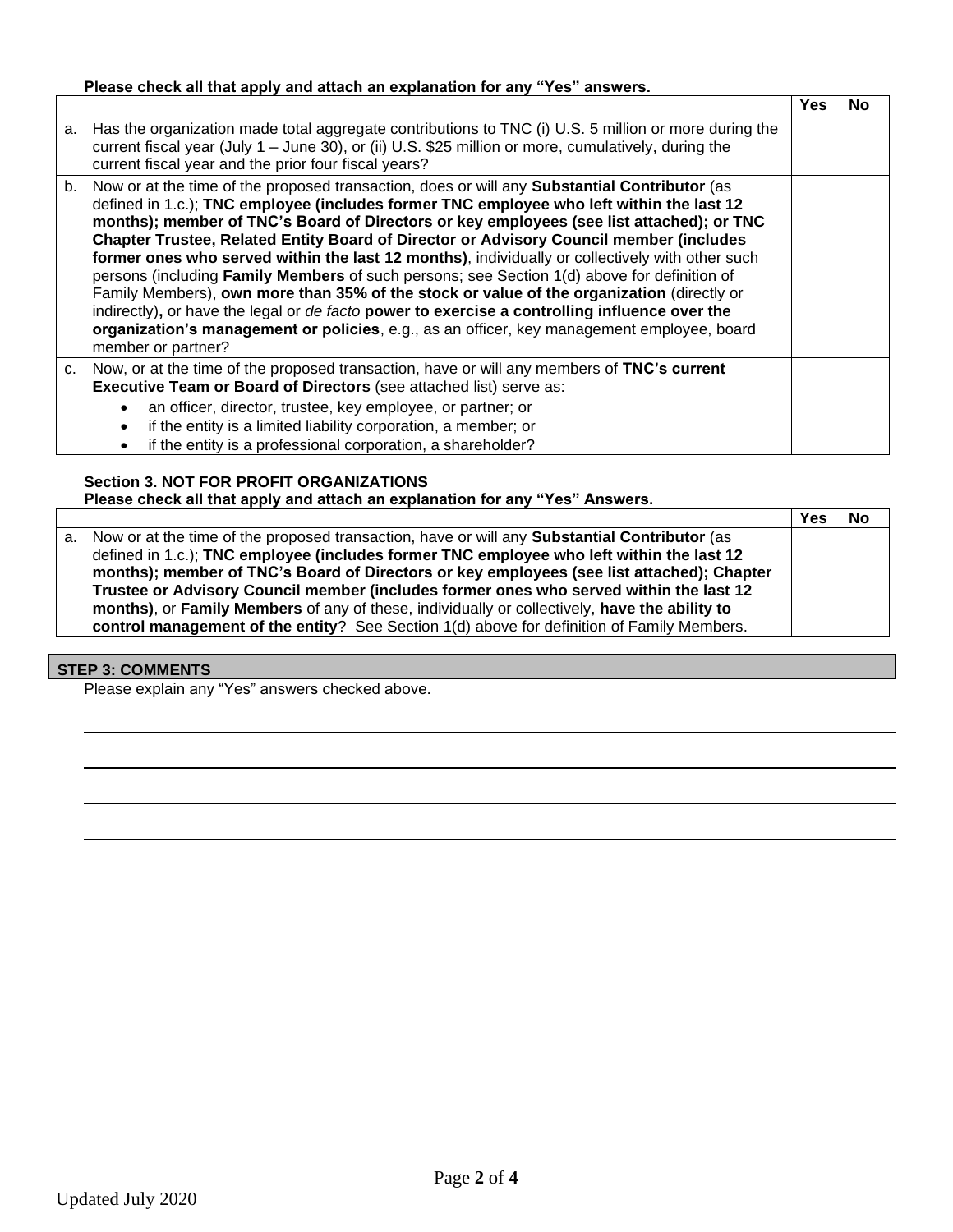**Please check all that apply and attach an explanation for any "Yes" answers.**

| | Yes | No |
|---|---|---|
| a. Has the organization made total aggregate contributions to TNC (i) U.S. 5 million or more during the current fiscal year (July 1 – June 30), or (ii) U.S. $25 million or more, cumulatively, during the current fiscal year and the prior four fiscal years? | | |
| b. Now or at the time of the proposed transaction, does or will any **Substantial Contributor** (as defined in 1.c.); **TNC employee (includes former TNC employee who left within the last 12 months); member of TNC's Board of Directors or key employees (see list attached); or TNC Chapter Trustee, Related Entity Board of Director or Advisory Council member (includes former ones who served within the last 12 months)**, individually or collectively with other such persons (including **Family Members** of such persons; see Section 1(d) above for definition of Family Members), **own more than 35% of the stock or value of the organization** (directly or indirectly)**,** or have the legal or *de facto* **power to exercise a controlling influence over the organization's management or policies**, e.g., as an officer, key management employee, board member or partner? | | |
| c. Now, or at the time of the proposed transaction, have or will any members of **TNC's current Executive Team or Board of Directors** (see attached list) serve as: <br>• an officer, director, trustee, key employee, or partner; or <br>• if the entity is a limited liability corporation, a member; or <br>• if the entity is a professional corporation, a shareholder? | | |

**Section 3. NOT FOR PROFIT ORGANIZATIONS**
**Please check all that apply and attach an explanation for any "Yes" Answers.**

| | Yes | No |
|---|---|---|
| a. Now or at the time of the proposed transaction, have or will any **Substantial Contributor** (as defined in 1.c.); **TNC employee (includes former TNC employee who left within the last 12 months); member of TNC's Board of Directors or key employees (see list attached); Chapter Trustee or Advisory Council member (includes former ones who served within the last 12 months)**, or **Family Members** of any of these, individually or collectively, **have the ability to control management of the entity**? See Section 1(d) above for definition of Family Members. | | |

## STEP 3: COMMENTS

Please explain any "Yes" answers checked above.

\_\_\_\_\_\_\_\_\_\_\_\_\_\_\_\_\_\_\_\_\_\_\_\_\_\_\_\_\_\_\_\_\_\_\_\_\_\_\_\_\_\_\_\_\_\_\_\_\_\_\_\_\_\_\_\_\_\_\_\_\_\_\_\_\_\_\_\_\_\_\_\_\_\_\_\_

\_\_\_\_\_\_\_\_\_\_\_\_\_\_\_\_\_\_\_\_\_\_\_\_\_\_\_\_\_\_\_\_\_\_\_\_\_\_\_\_\_\_\_\_\_\_\_\_\_\_\_\_\_\_\_\_\_\_\_\_\_\_\_\_\_\_\_\_\_\_\_\_\_\_\_\_

\_\_\_\_\_\_\_\_\_\_\_\_\_\_\_\_\_\_\_\_\_\_\_\_\_\_\_\_\_\_\_\_\_\_\_\_\_\_\_\_\_\_\_\_\_\_\_\_\_\_\_\_\_\_\_\_\_\_\_\_\_\_\_\_\_\_\_\_\_\_\_\_\_\_\_\_

\_\_\_\_\_\_\_\_\_\_\_\_\_\_\_\_\_\_\_\_\_\_\_\_\_\_\_\_\_\_\_\_\_\_\_\_\_\_\_\_\_\_\_\_\_\_\_\_\_\_\_\_\_\_\_\_\_\_\_\_\_\_\_\_\_\_\_\_\_\_\_\_\_\_\_\_

Updated July 2020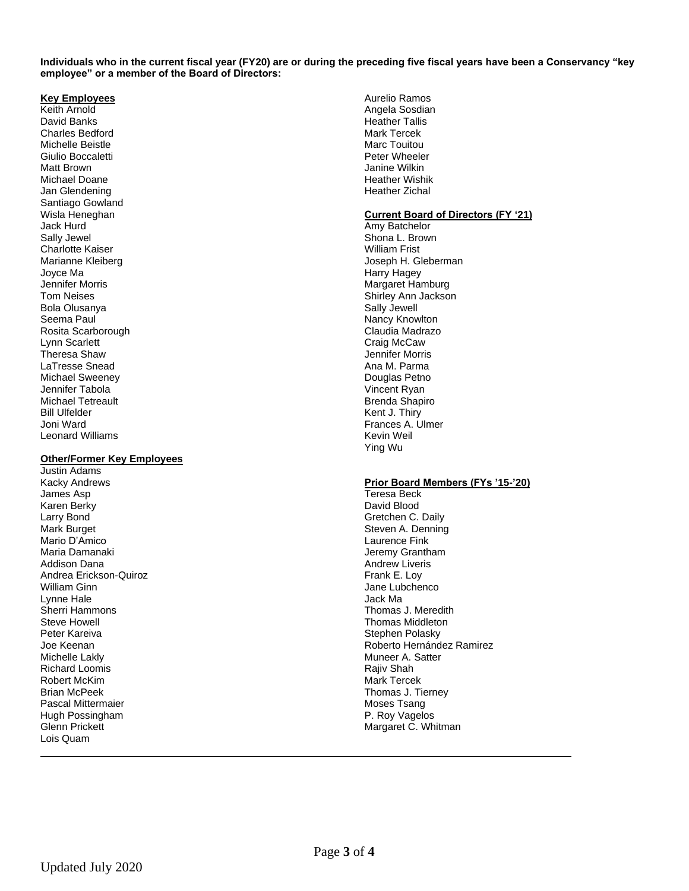**Individuals who in the current fiscal year (FY20) are or during the preceding five fiscal years have been a Conservancy "key employee" or a member of the Board of Directors:**

**Key Employees**

Keith Arnold
David Banks
Charles Bedford
Michelle Beistle
Giulio Boccaletti
Matt Brown
Michael Doane
Jan Glendening
Santiago Gowland
Wisla Heneghan
Jack Hurd
Sally Jewel
Charlotte Kaiser
Marianne Kleiberg
Joyce Ma
Jennifer Morris
Tom Neises
Bola Olusanya
Seema Paul
Rosita Scarborough
Lynn Scarlett
Theresa Shaw
LaTresse Snead
Michael Sweeney
Jennifer Tabola
Michael Tetreault
Bill Ulfelder
Joni Ward
Leonard Williams

**Other/Former Key Employees**

Justin Adams
Kacky Andrews
James Asp
Karen Berky
Larry Bond
Mark Burget
Mario D'Amico
Maria Damanaki
Addison Dana
Andrea Erickson-Quiroz
William Ginn
Lynne Hale
Sherri Hammons
Steve Howell
Peter Kareiva
Joe Keenan
Michelle Lakly
Richard Loomis
Robert McKim
Brian McPeek
Pascal Mittermaier
Hugh Possingham
Glenn Prickett
Lois Quam
Aurelio Ramos
Angela Sosdian
Heather Tallis
Mark Tercek
Marc Touitou
Peter Wheeler
Janine Wilkin
Heather Wishik
Heather Zichal

**Current Board of Directors (FY '21)**

Amy Batchelor
Shona L. Brown
William Frist
Joseph H. Gleberman
Harry Hagey
Margaret Hamburg
Shirley Ann Jackson
Sally Jewell
Nancy Knowlton
Claudia Madrazo
Craig McCaw
Jennifer Morris
Ana M. Parma
Douglas Petno
Vincent Ryan
Brenda Shapiro
Kent J. Thiry
Frances A. Ulmer
Kevin Weil
Ying Wu

**Prior Board Members (FYs '15-'20)**

Teresa Beck
David Blood
Gretchen C. Daily
Steven A. Denning
Laurence Fink
Jeremy Grantham
Andrew Liveris
Frank E. Loy
Jane Lubchenco
Jack Ma
Thomas J. Meredith
Thomas Middleton
Stephen Polasky
Roberto Hernández Ramirez
Muneer A. Satter
Rajiv Shah
Mark Tercek
Thomas J. Tierney
Moses Tsang
P. Roy Vagelos
Margaret C. Whitman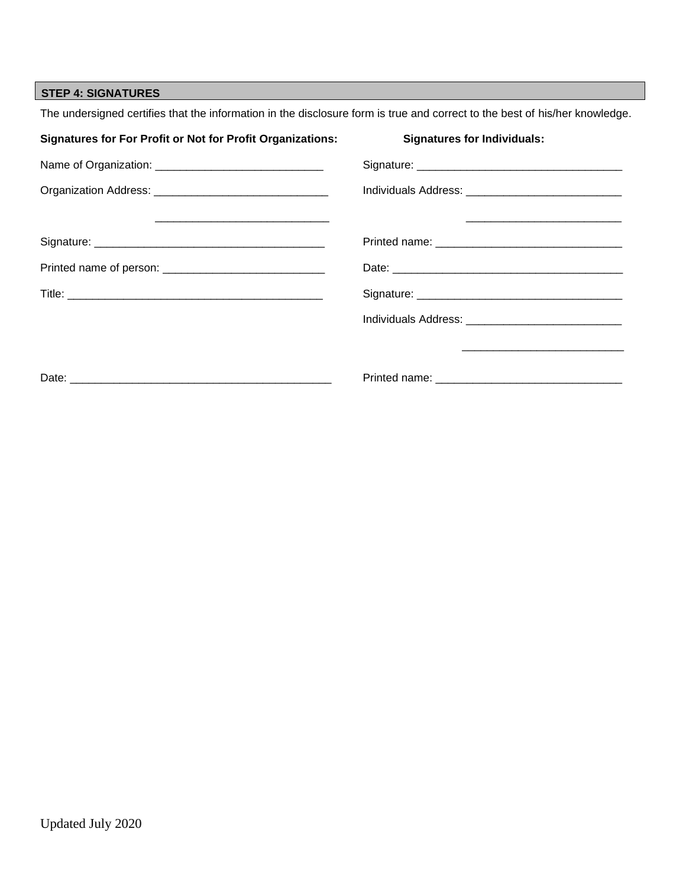## STEP 4: SIGNATURES

The undersigned certifies that the information in the disclosure form is true and correct to the best of his/her knowledge.

**Signatures for For Profit or Not for Profit Organizations:**

Name of Organization: ___________________________

Organization Address: ____________________________

____________________________

Signature: ______________________________________

Printed name of person: __________________________

Title: ___________________________________________

Date: ___________________________________________

**Signatures for Individuals:**

Signature: ________________________________

Individuals Address: _________________________

_________________________

Printed name: ______________________________

Date: _____________________________________

Signature: ________________________________

Individuals Address: _________________________

__________________________

Printed name: ______________________________

Updated July 2020